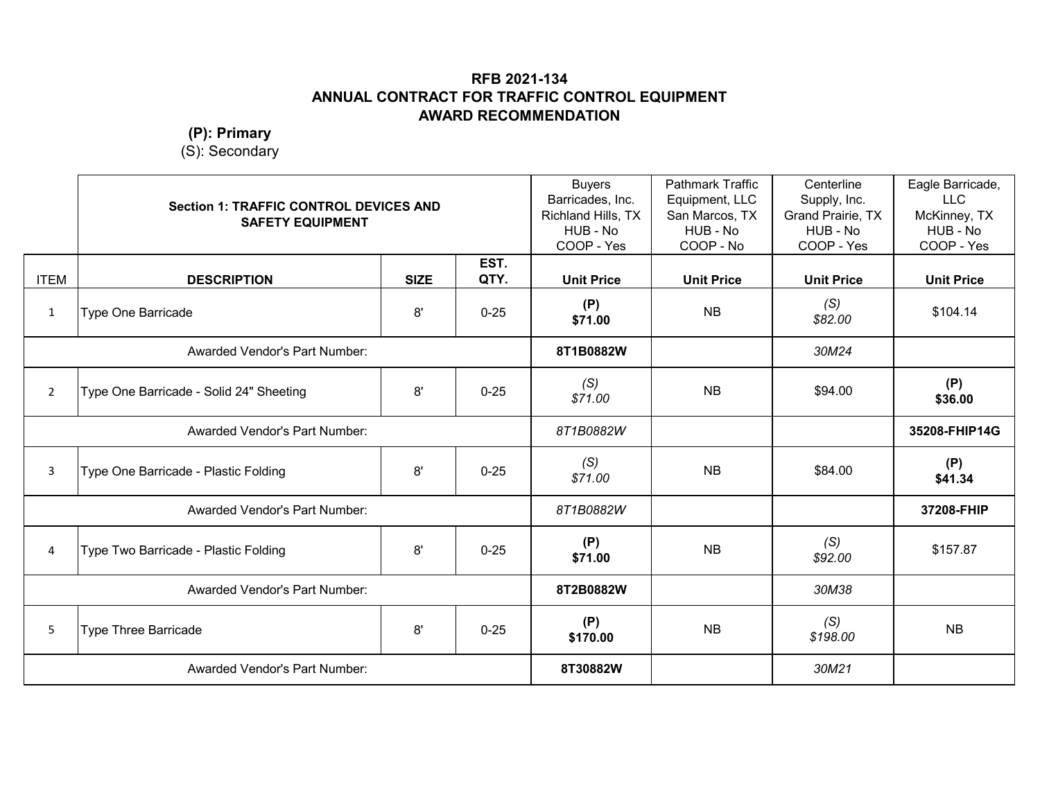# RFB 2021-134
# ANNUAL CONTRACT FOR TRAFFIC CONTROL EQUIPMENT
# AWARD RECOMMENDATION

**(P): Primary**
(S): Secondary

| | **Section 1: TRAFFIC CONTROL DEVICES AND SAFETY EQUIPMENT** | | | Buyers Barricades, Inc. Richland Hills, TX HUB - No COOP - Yes | Pathmark Traffic Equipment, LLC San Marcos, TX HUB - No COOP - No | Centerline Supply, Inc. Grand Prairie, TX HUB - No COOP - Yes | Eagle Barricade, LLC McKinney, TX HUB - No COOP - Yes |
|---|---|---|---|---|---|---|---|
| **ITEM** | **DESCRIPTION** | **SIZE** | **EST. QTY.** | **Unit Price** | **Unit Price** | **Unit Price** | **Unit Price** |
| 1 | Type One Barricade | 8' | 0-25 | **(P) $71.00** | NB | *(S) $82.00* | $104.14 |
| | Awarded Vendor's Part Number: | | | **8T1B0882W** | | *30M24* | |
| 2 | Type One Barricade - Solid 24" Sheeting | 8' | 0-25 | *(S) $71.00* | NB | $94.00 | **(P) $36.00** |
| | Awarded Vendor's Part Number: | | | *8T1B0882W* | | | **35208-FHIP14G** |
| 3 | Type One Barricade - Plastic Folding | 8' | 0-25 | *(S) $71.00* | NB | $84.00 | **(P) $41.34** |
| | Awarded Vendor's Part Number: | | | *8T1B0882W* | | | **37208-FHIP** |
| 4 | Type Two Barricade - Plastic Folding | 8' | 0-25 | **(P) $71.00** | NB | *(S) $92.00* | $157.87 |
| | Awarded Vendor's Part Number: | | | **8T2B0882W** | | *30M38* | |
| 5 | Type Three Barricade | 8' | 0-25 | **(P) $170.00** | NB | *(S) $198.00* | NB |
| | Awarded Vendor's Part Number: | | | **8T30882W** | | *30M21* | |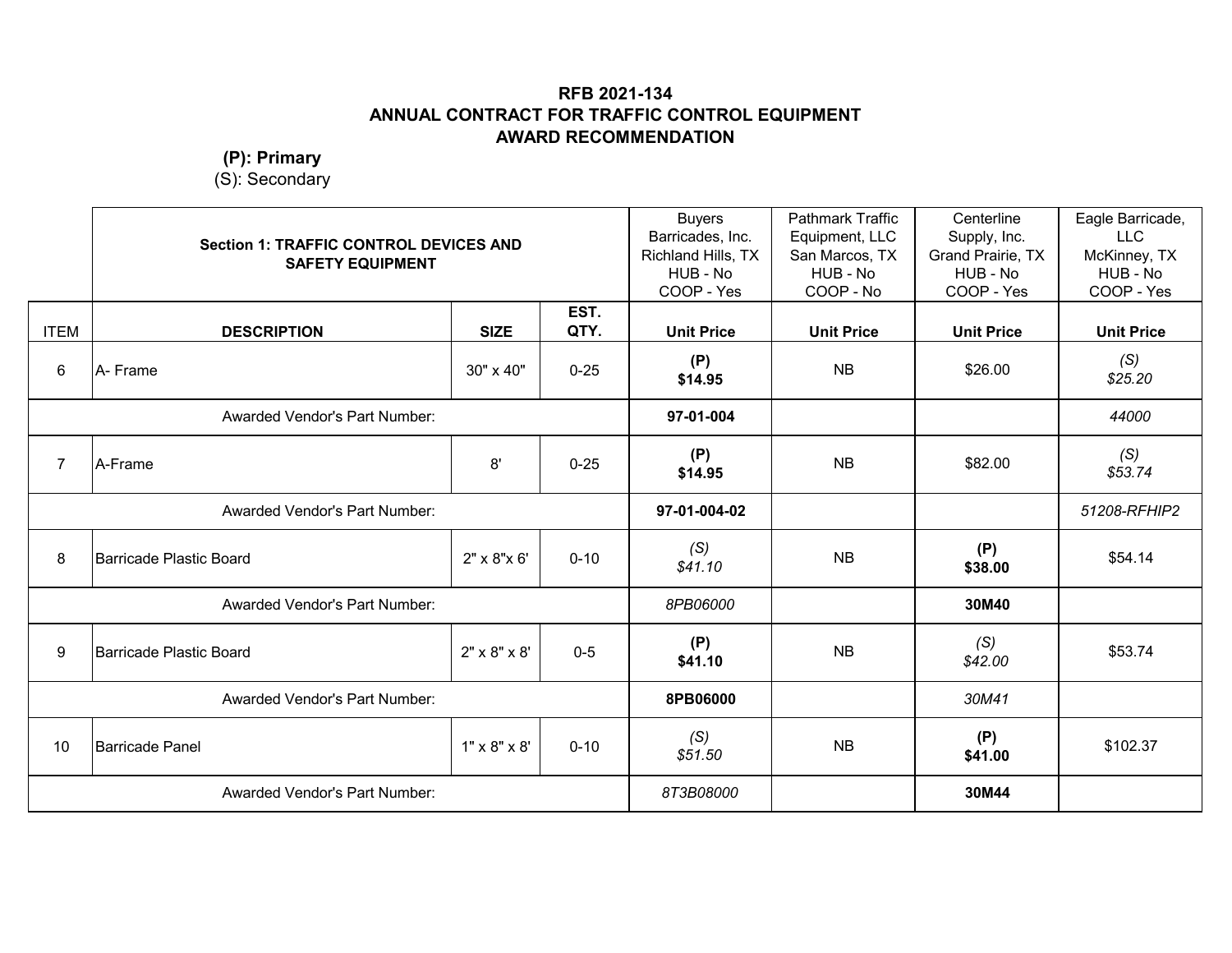**RFB 2021-134**
**ANNUAL CONTRACT FOR TRAFFIC CONTROL EQUIPMENT**
**AWARD RECOMMENDATION**

**(P): Primary**
(S): Secondary

| ITEM | **Section 1: TRAFFIC CONTROL DEVICES AND SAFETY EQUIPMENT** | | | Buyers Barricades, Inc. Richland Hills, TX HUB - No COOP - Yes | Pathmark Traffic Equipment, LLC San Marcos, TX HUB - No COOP - No | Centerline Supply, Inc. Grand Prairie, TX HUB - No COOP - Yes | Eagle Barricade, LLC McKinney, TX HUB - No COOP - Yes |
|---|---|---|---|---|---|---|---|
| | **DESCRIPTION** | **SIZE** | **EST. QTY.** | **Unit Price** | **Unit Price** | **Unit Price** | **Unit Price** |
| 6 | A- Frame | 30" x 40" | 0-25 | **(P) $14.95** | NB | $26.00 | *(S) $25.20* |
| | Awarded Vendor's Part Number: | | | **97-01-004** | | | *44000* |
| 7 | A-Frame | 8' | 0-25 | **(P) $14.95** | NB | $82.00 | *(S) $53.74* |
| | Awarded Vendor's Part Number: | | | **97-01-004-02** | | | *51208-RFHIP2* |
| 8 | Barricade Plastic Board | 2" x 8"x 6' | 0-10 | *(S) $41.10* | NB | **(P) $38.00** | $54.14 |
| | Awarded Vendor's Part Number: | | | *8PB06000* | | **30M40** | |
| 9 | Barricade Plastic Board | 2" x 8" x 8' | 0-5 | **(P) $41.10** | NB | *(S) $42.00* | $53.74 |
| | Awarded Vendor's Part Number: | | | **8PB06000** | | *30M41* | |
| 10 | Barricade Panel | 1" x 8" x 8' | 0-10 | *(S) $51.50* | NB | **(P) $41.00** | $102.37 |
| | Awarded Vendor's Part Number: | | | *8T3B08000* | | **30M44** | |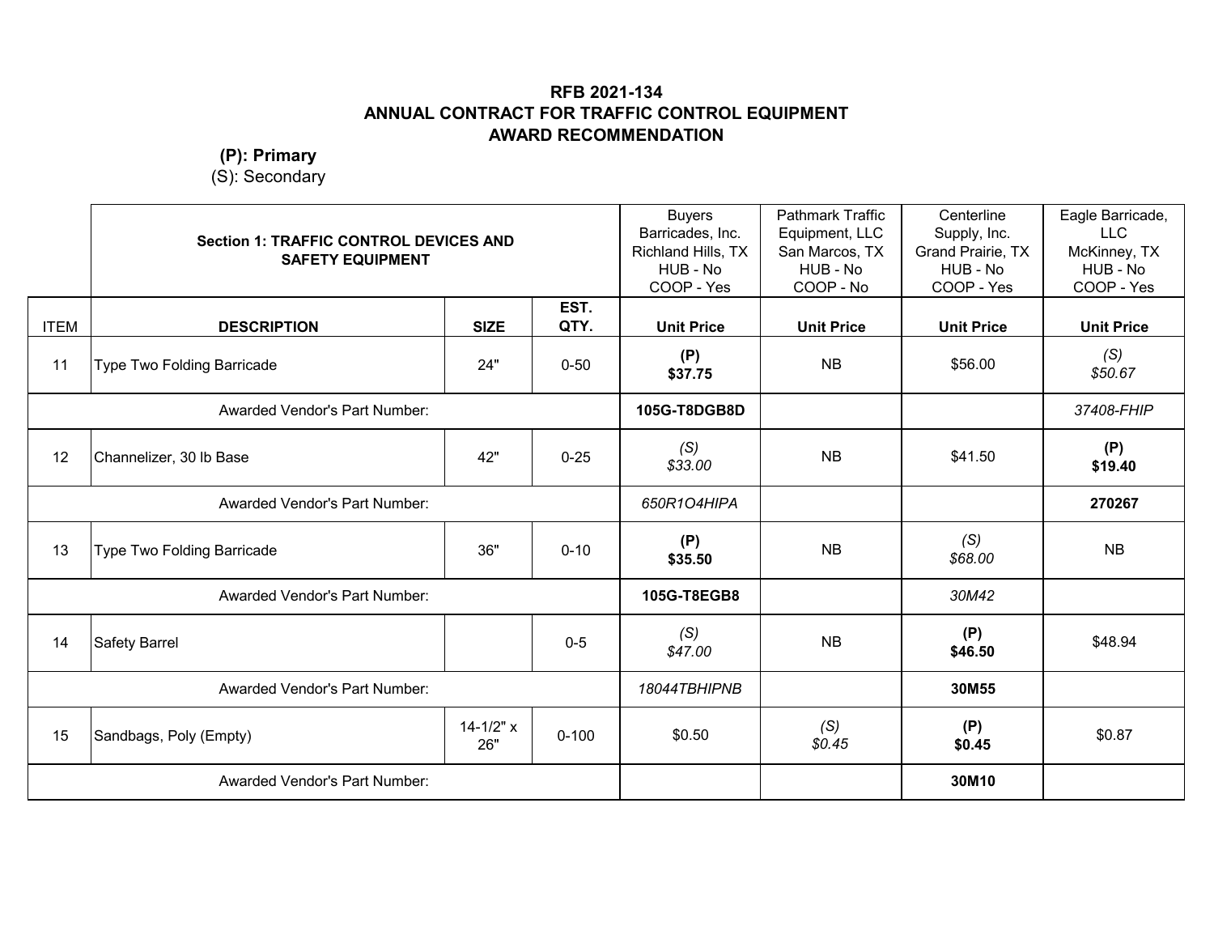**RFB 2021-134**
**ANNUAL CONTRACT FOR TRAFFIC CONTROL EQUIPMENT**
**AWARD RECOMMENDATION**

**(P): Primary**
(S): Secondary

| | **Section 1: TRAFFIC CONTROL DEVICES AND SAFETY EQUIPMENT** | | | Buyers Barricades, Inc. Richland Hills, TX HUB - No COOP - Yes | Pathmark Traffic Equipment, LLC San Marcos, TX HUB - No COOP - No | Centerline Supply, Inc. Grand Prairie, TX HUB - No COOP - Yes | Eagle Barricade, LLC McKinney, TX HUB - No COOP - Yes |
|---|---|---|---|---|---|---|---|
| **ITEM** | **DESCRIPTION** | **SIZE** | **EST. QTY.** | **Unit Price** | **Unit Price** | **Unit Price** | **Unit Price** |
| 11 | Type Two Folding Barricade | 24" | 0-50 | **(P) $37.75** | NB | $56.00 | *(S) $50.67* |
| | Awarded Vendor's Part Number: | | | **105G-T8DGB8D** | | | *37408-FHIP* |
| 12 | Channelizer, 30 lb Base | 42" | 0-25 | *(S) $33.00* | NB | $41.50 | **(P) $19.40** |
| | Awarded Vendor's Part Number: | | | *650R1O4HIPA* | | | **270267** |
| 13 | Type Two Folding Barricade | 36" | 0-10 | **(P) $35.50** | NB | *(S) $68.00* | NB |
| | Awarded Vendor's Part Number: | | | **105G-T8EGB8** | | *30M42* | |
| 14 | Safety Barrel | | 0-5 | *(S) $47.00* | NB | **(P) $46.50** | $48.94 |
| | Awarded Vendor's Part Number: | | | *18044TBHIPNB* | | **30M55** | |
| 15 | Sandbags, Poly (Empty) | 14-1/2" x 26" | 0-100 | $0.50 | *(S) $0.45* | **(P) $0.45** | $0.87 |
| | Awarded Vendor's Part Number: | | | | | **30M10** | |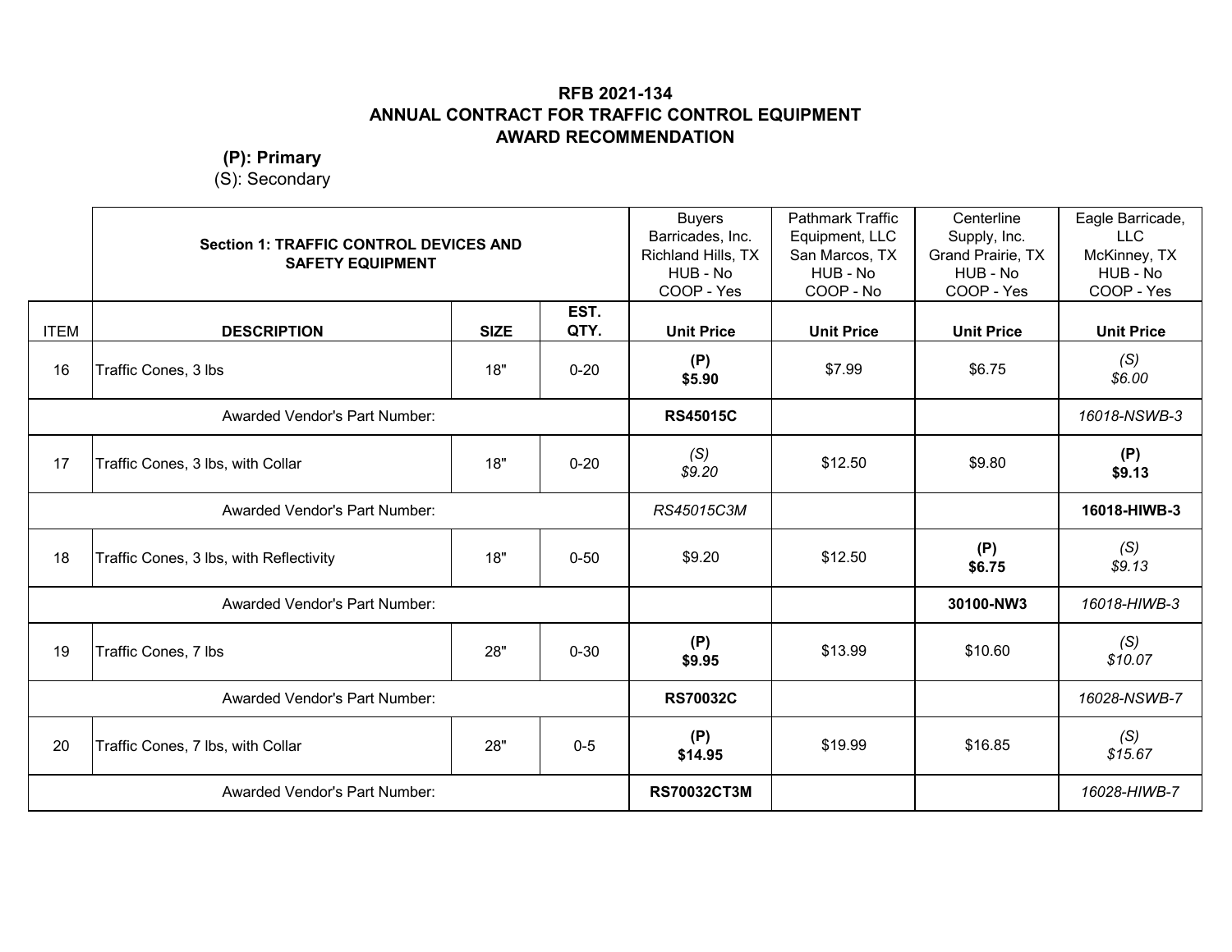**RFB 2021-134**
**ANNUAL CONTRACT FOR TRAFFIC CONTROL EQUIPMENT**
**AWARD RECOMMENDATION**

**(P): Primary**
(S): Secondary

| | **Section 1: TRAFFIC CONTROL DEVICES AND SAFETY EQUIPMENT** | | | Buyers Barricades, Inc. Richland Hills, TX HUB - No COOP - Yes | Pathmark Traffic Equipment, LLC San Marcos, TX HUB - No COOP - No | Centerline Supply, Inc. Grand Prairie, TX HUB - No COOP - Yes | Eagle Barricade, LLC McKinney, TX HUB - No COOP - Yes |
|---|---|---|---|---|---|---|---|
| **ITEM** | **DESCRIPTION** | **SIZE** | **EST. QTY.** | **Unit Price** | **Unit Price** | **Unit Price** | **Unit Price** |
| 16 | Traffic Cones, 3 lbs | 18" | 0-20 | **(P) $5.90** | $7.99 | $6.75 | *(S) $6.00* |
| | Awarded Vendor's Part Number: | | | **RS45015C** | | | *16018-NSWB-3* |
| 17 | Traffic Cones, 3 lbs, with Collar | 18" | 0-20 | *(S) $9.20* | $12.50 | $9.80 | **(P) $9.13** |
| | Awarded Vendor's Part Number: | | | *RS45015C3M* | | | **16018-HIWB-3** |
| 18 | Traffic Cones, 3 lbs, with Reflectivity | 18" | 0-50 | $9.20 | $12.50 | **(P) $6.75** | *(S) $9.13* |
| | Awarded Vendor's Part Number: | | | | | **30100-NW3** | *16018-HIWB-3* |
| 19 | Traffic Cones, 7 lbs | 28" | 0-30 | **(P) $9.95** | $13.99 | $10.60 | *(S) $10.07* |
| | Awarded Vendor's Part Number: | | | **RS70032C** | | | *16028-NSWB-7* |
| 20 | Traffic Cones, 7 lbs, with Collar | 28" | 0-5 | **(P) $14.95** | $19.99 | $16.85 | *(S) $15.67* |
| | Awarded Vendor's Part Number: | | | **RS70032CT3M** | | | *16028-HIWB-7* |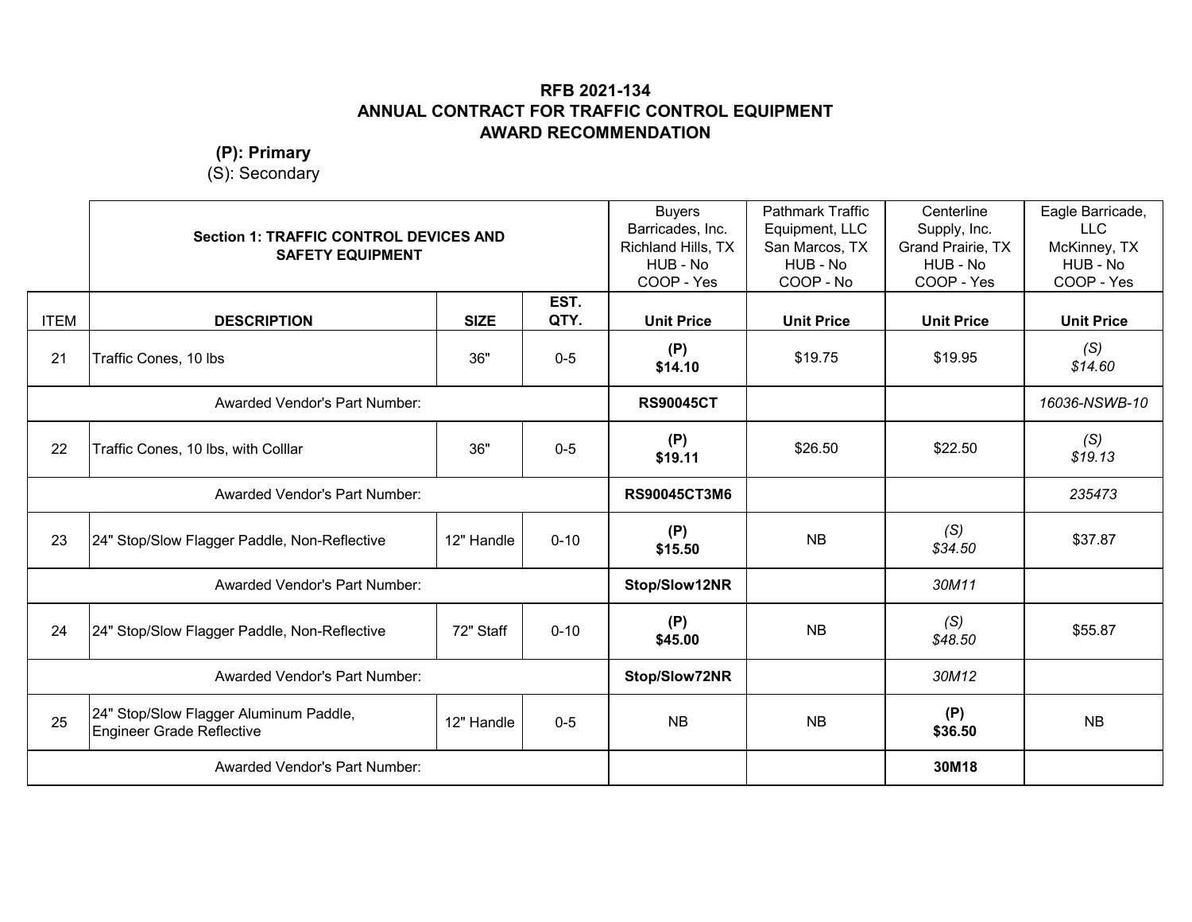**RFB 2021-134**
**ANNUAL CONTRACT FOR TRAFFIC CONTROL EQUIPMENT**
**AWARD RECOMMENDATION**

**(P): Primary**
(S): Secondary

| | **Section 1: TRAFFIC CONTROL DEVICES AND SAFETY EQUIPMENT** | | | Buyers Barricades, Inc. Richland Hills, TX HUB - No COOP - Yes | Pathmark Traffic Equipment, LLC San Marcos, TX HUB - No COOP - No | Centerline Supply, Inc. Grand Prairie, TX HUB - No COOP - Yes | Eagle Barricade, LLC McKinney, TX HUB - No COOP - Yes |
|---|---|---|---|---|---|---|---|
| **ITEM** | **DESCRIPTION** | **SIZE** | **EST. QTY.** | **Unit Price** | **Unit Price** | **Unit Price** | **Unit Price** |
| 21 | Traffic Cones, 10 lbs | 36" | 0-5 | **(P) $14.10** | $19.75 | $19.95 | *(S) $14.60* |
| | Awarded Vendor's Part Number: | | | **RS90045CT** | | | *16036-NSWB-10* |
| 22 | Traffic Cones, 10 lbs, with Colllar | 36" | 0-5 | **(P) $19.11** | $26.50 | $22.50 | *(S) $19.13* |
| | Awarded Vendor's Part Number: | | | **RS90045CT3M6** | | | *235473* |
| 23 | 24" Stop/Slow Flagger Paddle, Non-Reflective | 12" Handle | 0-10 | **(P) $15.50** | NB | *(S) $34.50* | $37.87 |
| | Awarded Vendor's Part Number: | | | **Stop/Slow12NR** | | *30M11* | |
| 24 | 24" Stop/Slow Flagger Paddle, Non-Reflective | 72" Staff | 0-10 | **(P) $45.00** | NB | *(S) $48.50* | $55.87 |
| | Awarded Vendor's Part Number: | | | **Stop/Slow72NR** | | *30M12* | |
| 25 | 24" Stop/Slow Flagger Aluminum Paddle, Engineer Grade Reflective | 12" Handle | 0-5 | NB | NB | **(P) $36.50** | NB |
| | Awarded Vendor's Part Number: | | | | | **30M18** | |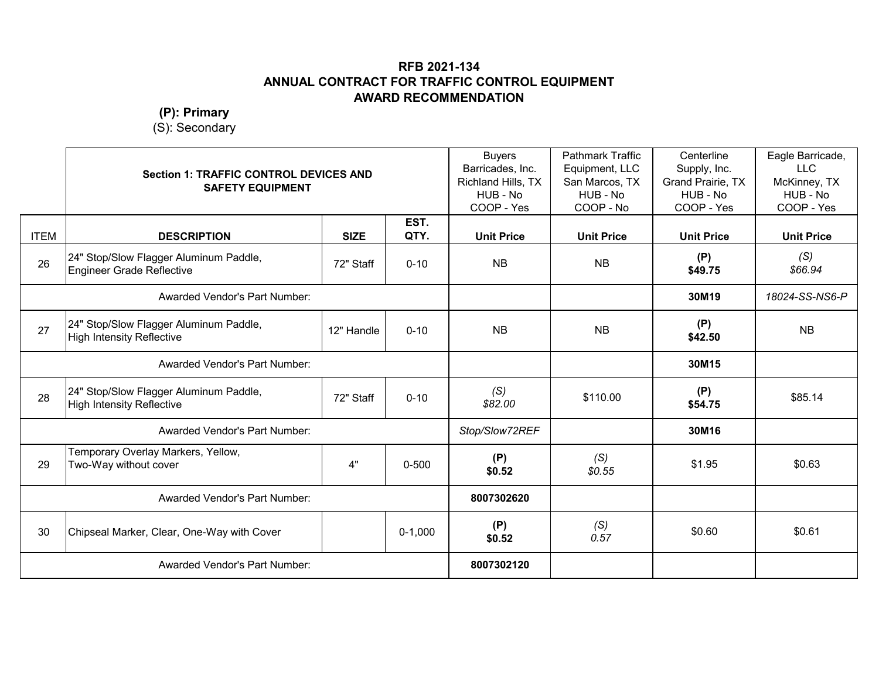## RFB 2021-134
## ANNUAL CONTRACT FOR TRAFFIC CONTROL EQUIPMENT
## AWARD RECOMMENDATION

**(P): Primary**
(S): Secondary

| | Section 1: TRAFFIC CONTROL DEVICES AND SAFETY EQUIPMENT | | | Buyers Barricades, Inc. Richland Hills, TX HUB - No COOP - Yes | Pathmark Traffic Equipment, LLC San Marcos, TX HUB - No COOP - No | Centerline Supply, Inc. Grand Prairie, TX HUB - No COOP - Yes | Eagle Barricade, LLC McKinney, TX HUB - No COOP - Yes |
|---|---|---|---|---|---|---|---|
| **ITEM** | **DESCRIPTION** | **SIZE** | **EST. QTY.** | **Unit Price** | **Unit Price** | **Unit Price** | **Unit Price** |
| 26 | 24" Stop/Slow Flagger Aluminum Paddle, Engineer Grade Reflective | 72" Staff | 0-10 | NB | NB | **(P) $49.75** | *(S) $66.94* |
| | Awarded Vendor's Part Number: | | | | | **30M19** | *18024-SS-NS6-P* |
| 27 | 24" Stop/Slow Flagger Aluminum Paddle, High Intensity Reflective | 12" Handle | 0-10 | NB | NB | **(P) $42.50** | NB |
| | Awarded Vendor's Part Number: | | | | | **30M15** | |
| 28 | 24" Stop/Slow Flagger Aluminum Paddle, High Intensity Reflective | 72" Staff | 0-10 | *(S) $82.00* | $110.00 | **(P) $54.75** | $85.14 |
| | Awarded Vendor's Part Number: | | | *Stop/Slow72REF* | | **30M16** | |
| 29 | Temporary Overlay Markers, Yellow, Two-Way without cover | 4" | 0-500 | **(P) $0.52** | *(S) $0.55* | $1.95 | $0.63 |
| | Awarded Vendor's Part Number: | | | **8007302620** | | | |
| 30 | Chipseal Marker, Clear, One-Way with Cover | | 0-1,000 | **(P) $0.52** | *(S) 0.57* | $0.60 | $0.61 |
| | Awarded Vendor's Part Number: | | | **8007302120** | | | |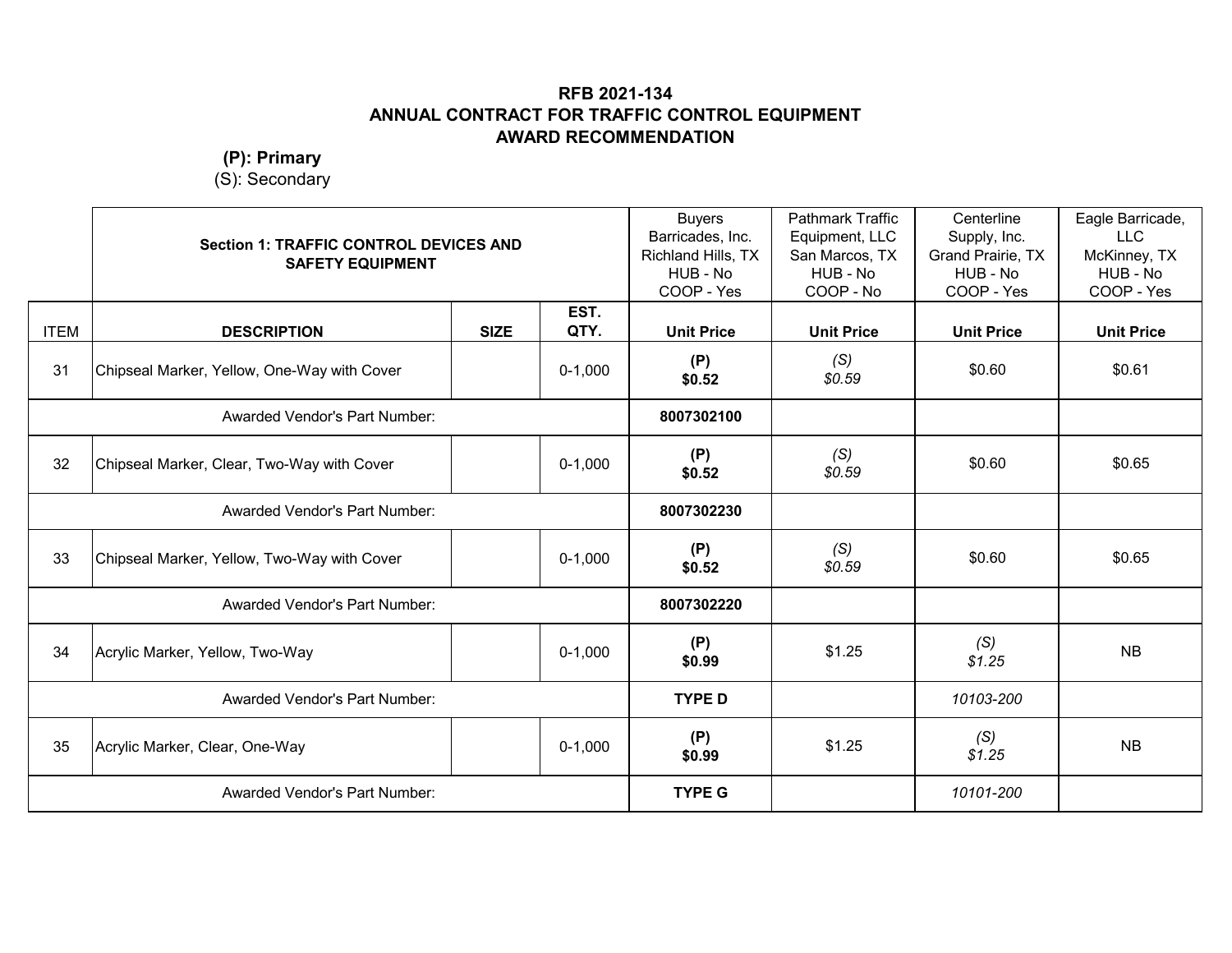**RFB 2021-134**
**ANNUAL CONTRACT FOR TRAFFIC CONTROL EQUIPMENT**
**AWARD RECOMMENDATION**

**(P): Primary**
(S): Secondary

| | **Section 1: TRAFFIC CONTROL DEVICES AND SAFETY EQUIPMENT** | | | Buyers Barricades, Inc. Richland Hills, TX HUB - No COOP - Yes | Pathmark Traffic Equipment, LLC San Marcos, TX HUB - No COOP - No | Centerline Supply, Inc. Grand Prairie, TX HUB - No COOP - Yes | Eagle Barricade, LLC McKinney, TX HUB - No COOP - Yes |
|---|---|---|---|---|---|---|---|
| **ITEM** | **DESCRIPTION** | **SIZE** | **EST. QTY.** | **Unit Price** | **Unit Price** | **Unit Price** | **Unit Price** |
| 31 | Chipseal Marker, Yellow, One-Way with Cover | | 0-1,000 | **(P) $0.52** | *(S) $0.59* | $0.60 | $0.61 |
| | Awarded Vendor's Part Number: | | | **8007302100** | | | |
| 32 | Chipseal Marker, Clear, Two-Way with Cover | | 0-1,000 | **(P) $0.52** | *(S) $0.59* | $0.60 | $0.65 |
| | Awarded Vendor's Part Number: | | | **8007302230** | | | |
| 33 | Chipseal Marker, Yellow, Two-Way with Cover | | 0-1,000 | **(P) $0.52** | *(S) $0.59* | $0.60 | $0.65 |
| | Awarded Vendor's Part Number: | | | **8007302220** | | | |
| 34 | Acrylic Marker, Yellow, Two-Way | | 0-1,000 | **(P) $0.99** | $1.25 | *(S) $1.25* | NB |
| | Awarded Vendor's Part Number: | | | **TYPE D** | | *10103-200* | |
| 35 | Acrylic Marker, Clear, One-Way | | 0-1,000 | **(P) $0.99** | $1.25 | *(S) $1.25* | NB |
| | Awarded Vendor's Part Number: | | | **TYPE G** | | *10101-200* | |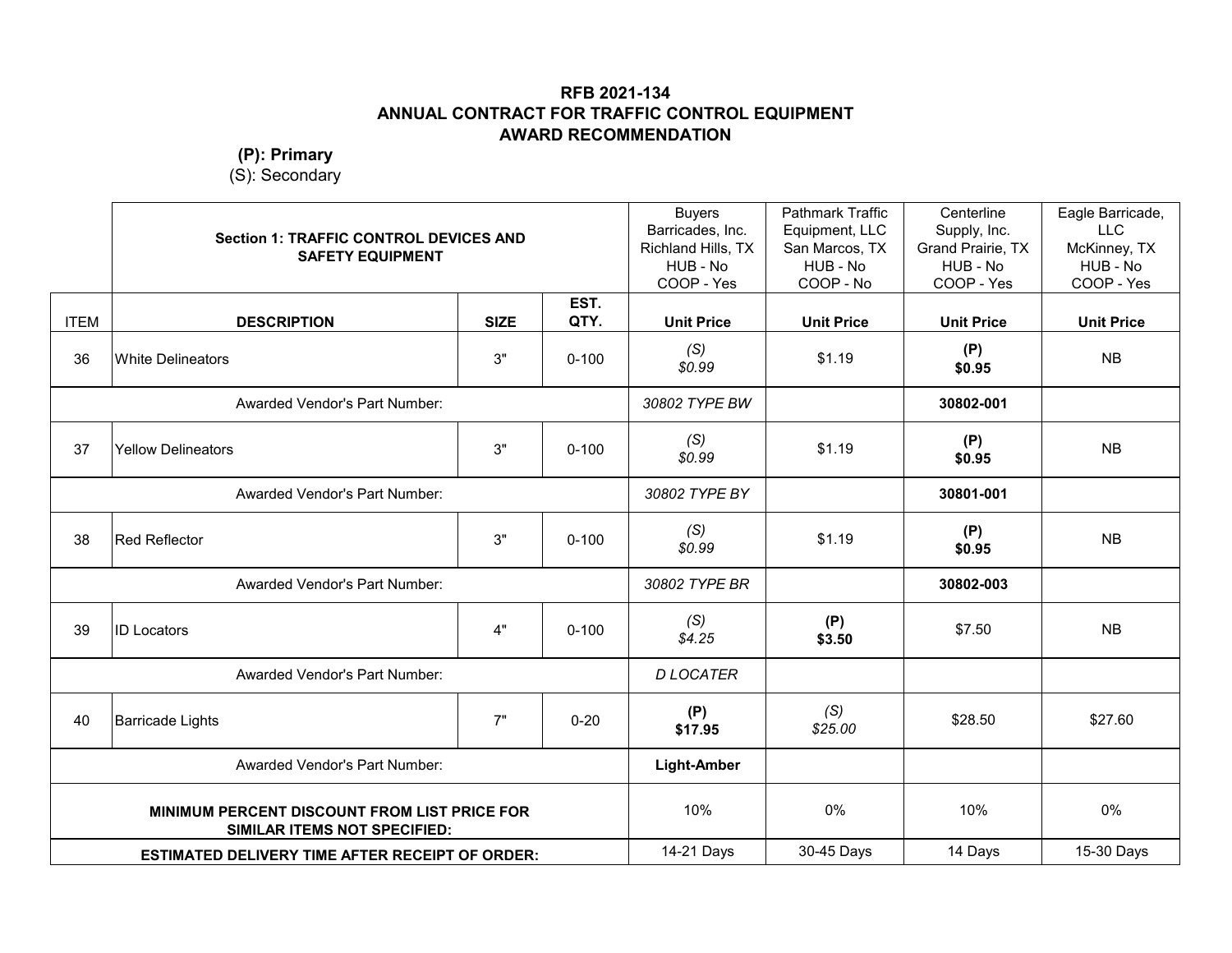**RFB 2021-134**
**ANNUAL CONTRACT FOR TRAFFIC CONTROL EQUIPMENT**
**AWARD RECOMMENDATION**

**(P): Primary**
(S): Secondary

| ITEM | **Section 1: TRAFFIC CONTROL DEVICES AND SAFETY EQUIPMENT** | | | Buyers Barricades, Inc. Richland Hills, TX HUB - No COOP - Yes | Pathmark Traffic Equipment, LLC San Marcos, TX HUB - No COOP - No | Centerline Supply, Inc. Grand Prairie, TX HUB - No COOP - Yes | Eagle Barricade, LLC McKinney, TX HUB - No COOP - Yes |
|---|---|---|---|---|---|---|---|
| ITEM | **DESCRIPTION** | **SIZE** | **EST. QTY.** | **Unit Price** | **Unit Price** | **Unit Price** | **Unit Price** |
| 36 | White Delineators | 3" | 0-100 | *(S) $0.99* | $1.19 | **(P) $0.95** | NB |
| | Awarded Vendor's Part Number: | | | *30802 TYPE BW* | | **30802-001** | |
| 37 | Yellow Delineators | 3" | 0-100 | *(S) $0.99* | $1.19 | **(P) $0.95** | NB |
| | Awarded Vendor's Part Number: | | | *30802 TYPE BY* | | **30801-001** | |
| 38 | Red Reflector | 3" | 0-100 | *(S) $0.99* | $1.19 | **(P) $0.95** | NB |
| | Awarded Vendor's Part Number: | | | *30802 TYPE BR* | | **30802-003** | |
| 39 | ID Locators | 4" | 0-100 | *(S) $4.25* | **(P) $3.50** | $7.50 | NB |
| | Awarded Vendor's Part Number: | | | *D LOCATER* | | | |
| 40 | Barricade Lights | 7" | 0-20 | **(P) $17.95** | *(S) $25.00* | $28.50 | $27.60 |
| | Awarded Vendor's Part Number: | | | **Light-Amber** | | | |
| | **MINIMUM PERCENT DISCOUNT FROM LIST PRICE FOR SIMILAR ITEMS NOT SPECIFIED:** | | | 10% | 0% | 10% | 0% |
| | **ESTIMATED DELIVERY TIME AFTER RECEIPT OF ORDER:** | | | 14-21 Days | 30-45 Days | 14 Days | 15-30 Days |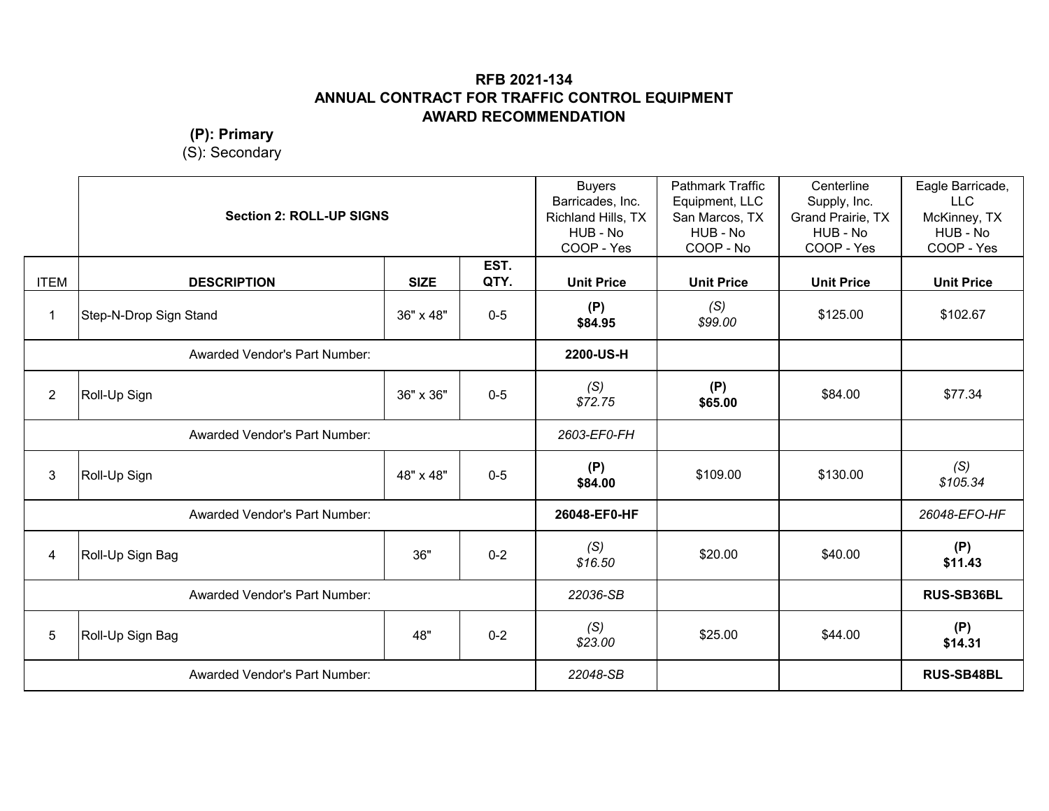# RFB 2021-134
# ANNUAL CONTRACT FOR TRAFFIC CONTROL EQUIPMENT
# AWARD RECOMMENDATION

**(P): Primary**
(S): Secondary

| | Section 2: ROLL-UP SIGNS | | | Buyers Barricades, Inc. Richland Hills, TX HUB - No COOP - Yes | Pathmark Traffic Equipment, LLC San Marcos, TX HUB - No COOP - No | Centerline Supply, Inc. Grand Prairie, TX HUB - No COOP - Yes | Eagle Barricade, LLC McKinney, TX HUB - No COOP - Yes |
|---|---|---|---|---|---|---|---|
| ITEM | DESCRIPTION | SIZE | EST. QTY. | Unit Price | Unit Price | Unit Price | Unit Price |
| 1 | Step-N-Drop Sign Stand | 36" x 48" | 0-5 | **(P) $84.95** | *(S) $99.00* | $125.00 | $102.67 |
| Awarded Vendor's Part Number: | | | | **2200-US-H** | | | |
| 2 | Roll-Up Sign | 36" x 36" | 0-5 | *(S) $72.75* | **(P) $65.00** | $84.00 | $77.34 |
| Awarded Vendor's Part Number: | | | | *2603-EF0-FH* | | | |
| 3 | Roll-Up Sign | 48" x 48" | 0-5 | **(P) $84.00** | $109.00 | $130.00 | *(S) $105.34* |
| Awarded Vendor's Part Number: | | | | **26048-EF0-HF** | | | *26048-EFO-HF* |
| 4 | Roll-Up Sign Bag | 36" | 0-2 | *(S) $16.50* | $20.00 | $40.00 | **(P) $11.43** |
| Awarded Vendor's Part Number: | | | | *22036-SB* | | | **RUS-SB36BL** |
| 5 | Roll-Up Sign Bag | 48" | 0-2 | *(S) $23.00* | $25.00 | $44.00 | **(P) $14.31** |
| Awarded Vendor's Part Number: | | | | *22048-SB* | | | **RUS-SB48BL** |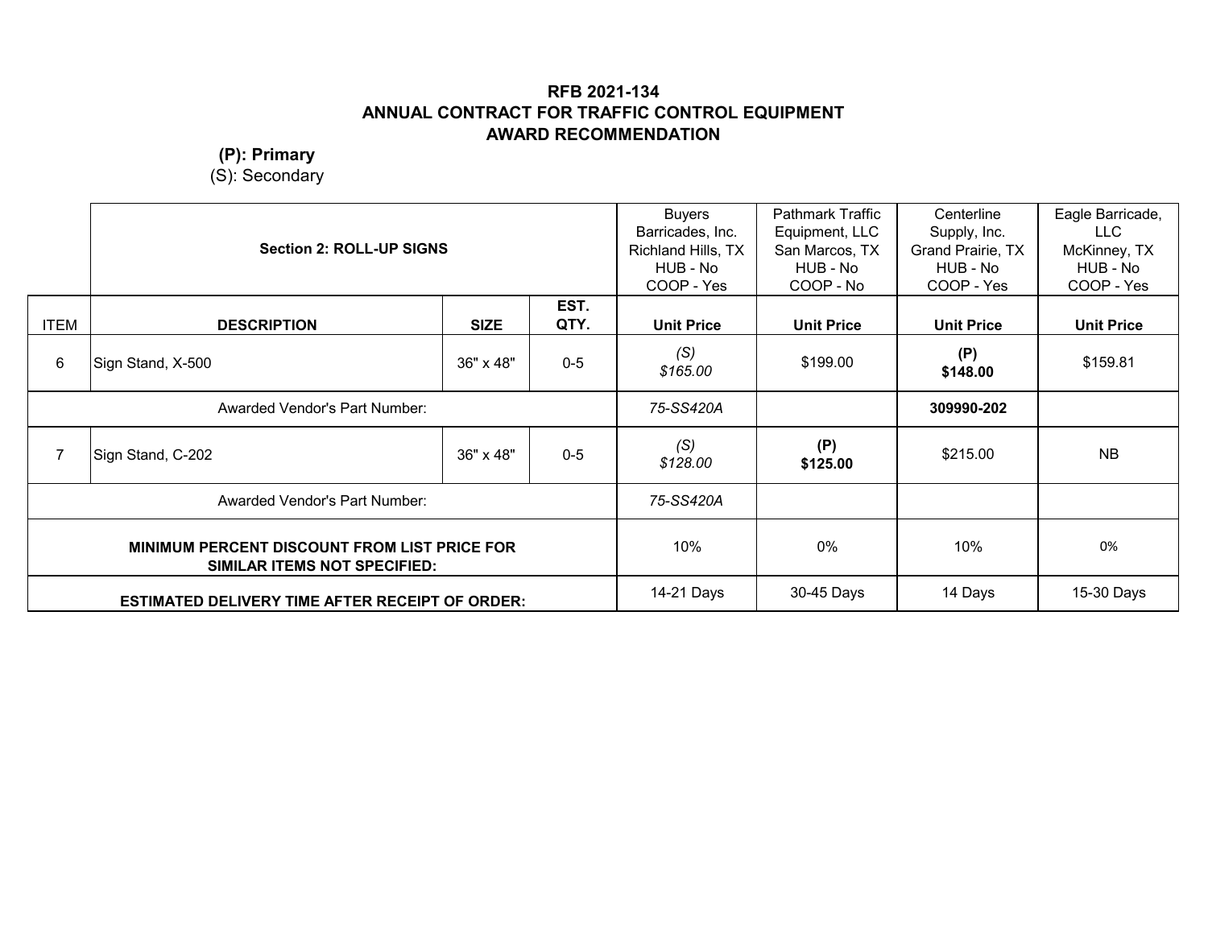## RFB 2021-134
## ANNUAL CONTRACT FOR TRAFFIC CONTROL EQUIPMENT
## AWARD RECOMMENDATION

**(P): Primary**
(S): Secondary

| | Section 2: ROLL-UP SIGNS | | | Buyers Barricades, Inc. Richland Hills, TX HUB - No COOP - Yes | Pathmark Traffic Equipment, LLC San Marcos, TX HUB - No COOP - No | Centerline Supply, Inc. Grand Prairie, TX HUB - No COOP - Yes | Eagle Barricade, LLC McKinney, TX HUB - No COOP - Yes |
|---|---|---|---|---|---|---|---|
| **ITEM** | **DESCRIPTION** | **SIZE** | **EST. QTY.** | **Unit Price** | **Unit Price** | **Unit Price** | **Unit Price** |
| 6 | Sign Stand, X-500 | 36" x 48" | 0-5 | *(S) $165.00* | $199.00 | **(P) $148.00** | $159.81 |
| Awarded Vendor's Part Number: | | | | *75-SS420A* | | **309990-202** | |
| 7 | Sign Stand, C-202 | 36" x 48" | 0-5 | *(S) $128.00* | **(P) $125.00** | $215.00 | NB |
| Awarded Vendor's Part Number: | | | | *75-SS420A* | | | |
| **MINIMUM PERCENT DISCOUNT FROM LIST PRICE FOR SIMILAR ITEMS NOT SPECIFIED:** | | | | 10% | 0% | 10% | 0% |
| **ESTIMATED DELIVERY TIME AFTER RECEIPT OF ORDER:** | | | | 14-21 Days | 30-45 Days | 14 Days | 15-30 Days |